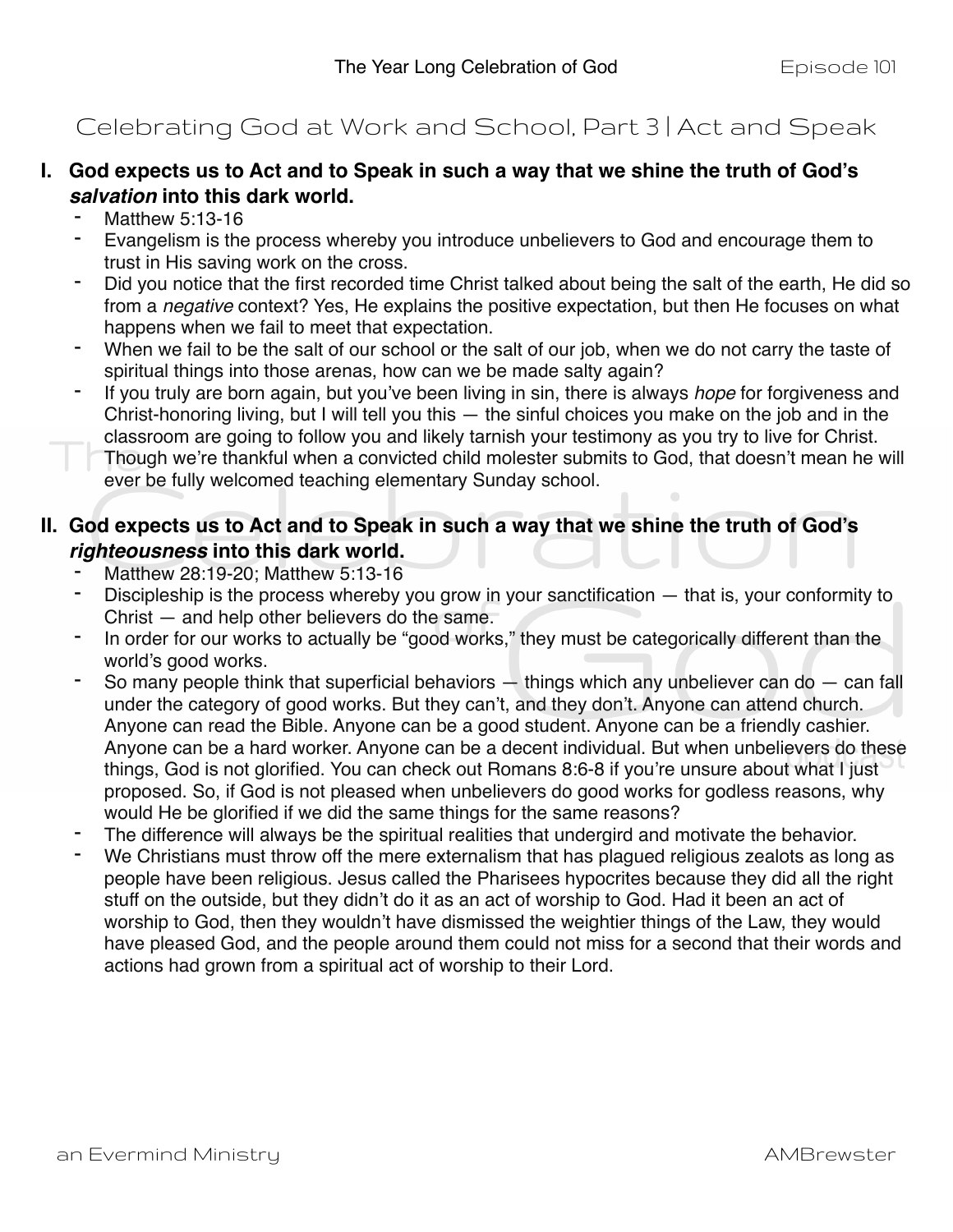# Celebrating God at Work and School, Part 3 | Act and Speak

## I. God expects us to Act and to Speak in such a way that we shine the truth of God's ***salvation*** into this dark world.

- Matthew 5:13-16
- Evangelism is the process whereby you introduce unbelievers to God and encourage them to trust in His saving work on the cross.
- Did you notice that the first recorded time Christ talked about being the salt of the earth, He did so from a *negative* context? Yes, He explains the positive expectation, but then He focuses on what happens when we fail to meet that expectation.
- When we fail to be the salt of our school or the salt of our job, when we do not carry the taste of spiritual things into those arenas, how can we be made salty again?
- If you truly are born again, but you've been living in sin, there is always *hope* for forgiveness and Christ-honoring living, but I will tell you this — the sinful choices you make on the job and in the classroom are going to follow you and likely tarnish your testimony as you try to live for Christ. Though we're thankful when a convicted child molester submits to God, that doesn't mean he will ever be fully welcomed teaching elementary Sunday school.

## II. God expects us to Act and to Speak in such a way that we shine the truth of God's ***righteousness*** into this dark world.

- Matthew 28:19-20; Matthew 5:13-16
- Discipleship is the process whereby you grow in your sanctification — that is, your conformity to Christ — and help other believers do the same.
- In order for our works to actually be "good works," they must be categorically different than the world's good works.
- So many people think that superficial behaviors — things which any unbeliever can do — can fall under the category of good works. But they can't, and they don't. Anyone can attend church. Anyone can read the Bible. Anyone can be a good student. Anyone can be a friendly cashier. Anyone can be a hard worker. Anyone can be a decent individual. But when unbelievers do these things, God is not glorified. You can check out Romans 8:6-8 if you're unsure about what I just proposed. So, if God is not pleased when unbelievers do good works for godless reasons, why would He be glorified if we did the same things for the same reasons?
- The difference will always be the spiritual realities that undergird and motivate the behavior.
- We Christians must throw off the mere externalism that has plagued religious zealots as long as people have been religious. Jesus called the Pharisees hypocrites because they did all the right stuff on the outside, but they didn't do it as an act of worship to God. Had it been an act of worship to God, then they wouldn't have dismissed the weightier things of the Law, they would have pleased God, and the people around them could not miss for a second that their words and actions had grown from a spiritual act of worship to their Lord.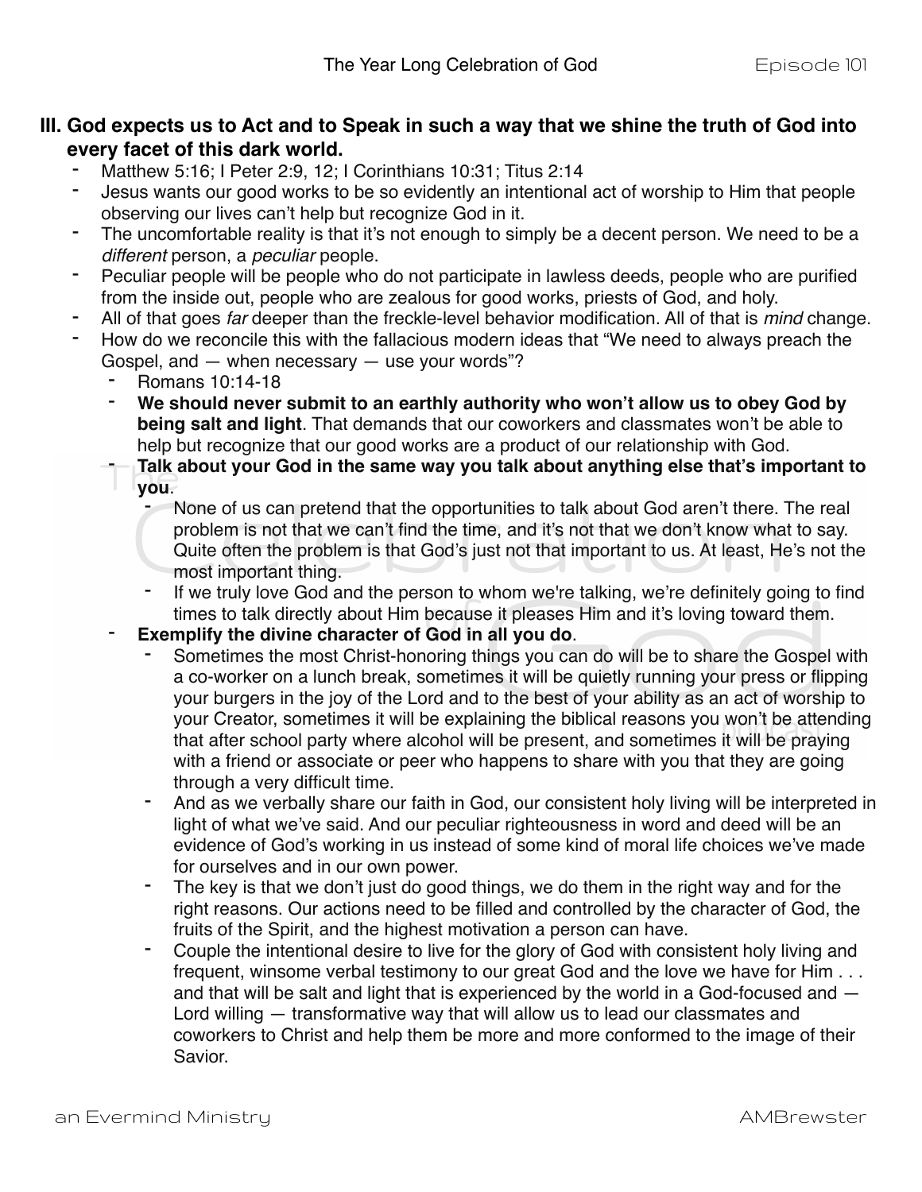## III. God expects us to Act and to Speak in such a way that we shine the truth of God into every facet of this dark world.

- Matthew 5:16; I Peter 2:9, 12; I Corinthians 10:31; Titus 2:14
- Jesus wants our good works to be so evidently an intentional act of worship to Him that people observing our lives can't help but recognize God in it.
- The uncomfortable reality is that it's not enough to simply be a decent person. We need to be a *different* person, a *peculiar* people.
- Peculiar people will be people who do not participate in lawless deeds, people who are purified from the inside out, people who are zealous for good works, priests of God, and holy.
- All of that goes *far* deeper than the freckle-level behavior modification. All of that is *mind* change.
- How do we reconcile this with the fallacious modern ideas that "We need to always preach the Gospel, and — when necessary — use your words"?
  - Romans 10:14-18
  - **We should never submit to an earthly authority who won't allow us to obey God by being salt and light**. That demands that our coworkers and classmates won't be able to help but recognize that our good works are a product of our relationship with God.
  - **Talk about your God in the same way you talk about anything else that's important to you**.
    - None of us can pretend that the opportunities to talk about God aren't there. The real problem is not that we can't find the time, and it's not that we don't know what to say. Quite often the problem is that God's just not that important to us. At least, He's not the most important thing.
    - If we truly love God and the person to whom we're talking, we're definitely going to find times to talk directly about Him because it pleases Him and it's loving toward them.
  - **Exemplify the divine character of God in all you do**.
    - Sometimes the most Christ-honoring things you can do will be to share the Gospel with a co-worker on a lunch break, sometimes it will be quietly running your press or flipping your burgers in the joy of the Lord and to the best of your ability as an act of worship to your Creator, sometimes it will be explaining the biblical reasons you won't be attending that after school party where alcohol will be present, and sometimes it will be praying with a friend or associate or peer who happens to share with you that they are going through a very difficult time.
    - And as we verbally share our faith in God, our consistent holy living will be interpreted in light of what we've said. And our peculiar righteousness in word and deed will be an evidence of God's working in us instead of some kind of moral life choices we've made for ourselves and in our own power.
    - The key is that we don't just do good things, we do them in the right way and for the right reasons. Our actions need to be filled and controlled by the character of God, the fruits of the Spirit, and the highest motivation a person can have.
    - Couple the intentional desire to live for the glory of God with consistent holy living and frequent, winsome verbal testimony to our great God and the love we have for Him . . . and that will be salt and light that is experienced by the world in a God-focused and — Lord willing — transformative way that will allow us to lead our classmates and coworkers to Christ and help them be more and more conformed to the image of their Savior.